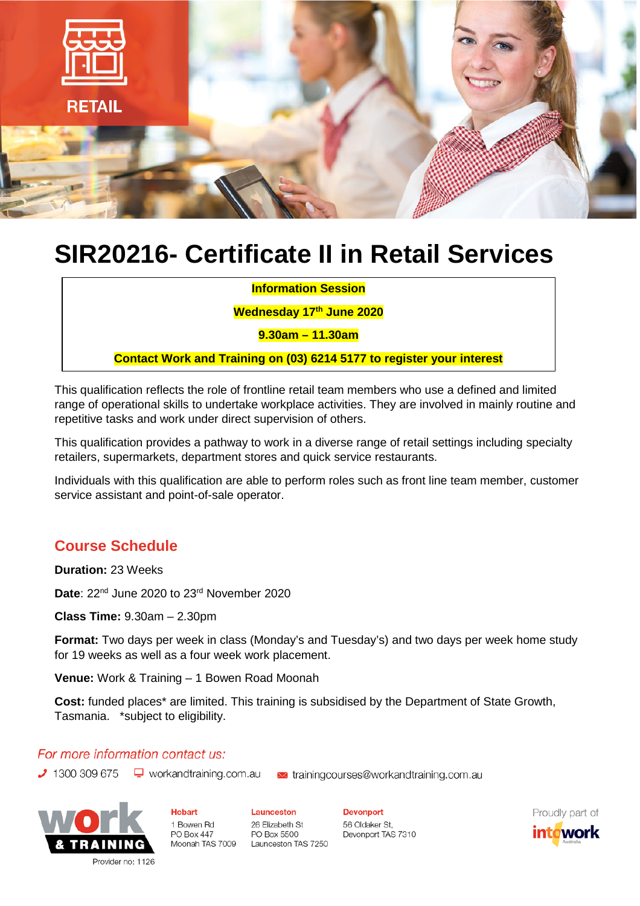RETAIL

# SIR20216- Certificate II in Retail Services

**Information Session**

**Wednesday 17th June 2020**

**9.30am – 11.30am**

**Contact Work and Training on (03) 6214 5177 to register your interest**

This qualification reflects the role of frontline retail team members who use a defined and limited range of operational skills to undertake workplace activities. They are involved in mainly routine and repetitive tasks and work under direct supervision of others.

This qualification provides a pathway to work in a diverse range of retail settings including specialty retailers, supermarkets, department stores and quick service restaurants.

Individuals with this qualification are able to perform roles such as front line team member, customer service assistant and point-of-sale operator.

## Course Schedule

**Duration:** 23 Weeks

**Date**: 22nd June 2020 to 23rd November 2020

**Class Time:** 9.30am – 2.30pm

**Format:** Two days per week in class (Monday's and Tuesday's) and two days per week home study for 19 weeks as well as a four week work placement.

**Venue:** Work & Training – 1 Bowen Road Moonah

**Cost:** funded places* are limited. This training is subsidised by the Department of State Growth, Tasmania. *subject to eligibility.

*For more information contact us:*

1300 309 675 workandtraining.com.au trainingcourses@workandtraining.com.au

work & TRAINING
Provider no: 1126

**Hobart**
1 Bowen Rd
PO Box 447
Moonah TAS 7009

**Launceston**
26 Elizabeth St
PO Box 5500
Launceston TAS 7250

**Devonport**
56 Oldaker St,
Devonport TAS 7310

Proudly part of intowork Australia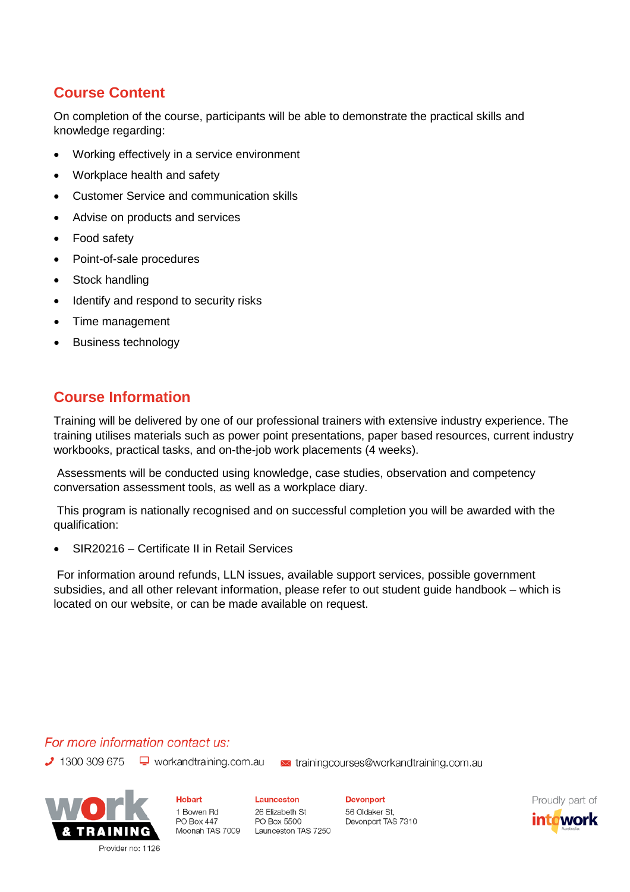## Course Content

On completion of the course, participants will be able to demonstrate the practical skills and knowledge regarding:

- Working effectively in a service environment
- Workplace health and safety
- Customer Service and communication skills
- Advise on products and services
- Food safety
- Point-of-sale procedures
- Stock handling
- Identify and respond to security risks
- Time management
- Business technology

## Course Information

Training will be delivered by one of our professional trainers with extensive industry experience. The training utilises materials such as power point presentations, paper based resources, current industry workbooks, practical tasks, and on-the-job work placements (4 weeks).

Assessments will be conducted using knowledge, case studies, observation and competency conversation assessment tools, as well as a workplace diary.

This program is nationally recognised and on successful completion you will be awarded with the qualification:

- SIR20216 – Certificate II in Retail Services

For information around refunds, LLN issues, available support services, possible government subsidies, and all other relevant information, please refer to out student guide handbook – which is located on our website, or can be made available on request.

*For more information contact us:*

1300 309 675 | workandtraining.com.au | trainingcourses@workandtraining.com.au

work & TRAINING
Provider no: 1126

**Hobart**
1 Bowen Rd
PO Box 447
Moonah TAS 7009

**Launceston**
26 Elizabeth St
PO Box 5500
Launceston TAS 7250

**Devonport**
56 Oldaker St,
Devonport TAS 7310

Proudly part of intowork Australia